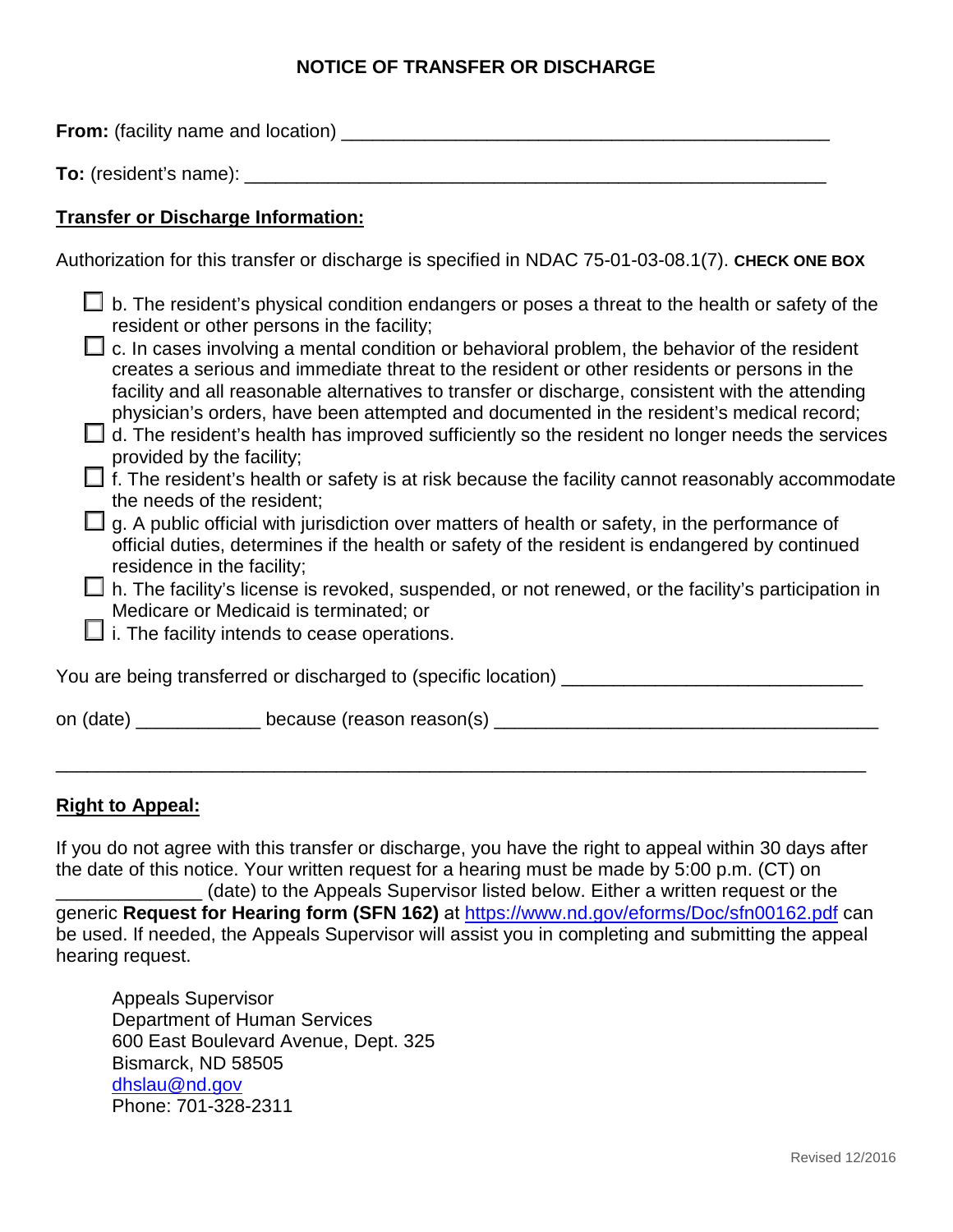# NOTICE OF TRANSFER OR DISCHARGE

**From:** (facility name and location) ______________________________________________

**To:** (resident's name): ______________________________________________________

**Transfer or Discharge Information:**

Authorization for this transfer or discharge is specified in NDAC 75-01-03-08.1(7). **CHECK ONE BOX**

- ☐ b. The resident's physical condition endangers or poses a threat to the health or safety of the resident or other persons in the facility;
- ☐ c. In cases involving a mental condition or behavioral problem, the behavior of the resident creates a serious and immediate threat to the resident or other residents or persons in the facility and all reasonable alternatives to transfer or discharge, consistent with the attending physician's orders, have been attempted and documented in the resident's medical record;
- ☐ d. The resident's health has improved sufficiently so the resident no longer needs the services provided by the facility;
- ☐ f. The resident's health or safety is at risk because the facility cannot reasonably accommodate the needs of the resident;
- ☐ g. A public official with jurisdiction over matters of health or safety, in the performance of official duties, determines if the health or safety of the resident is endangered by continued residence in the facility;
- ☐ h. The facility's license is revoked, suspended, or not renewed, or the facility's participation in Medicare or Medicaid is terminated; or
- ☐ i. The facility intends to cease operations.

You are being transferred or discharged to (specific location) ____________________________

on (date) ____________ because (reason reason(s) _____________________________________

_________________________________________________________________________________

**Right to Appeal:**

If you do not agree with this transfer or discharge, you have the right to appeal within 30 days after the date of this notice. Your written request for a hearing must be made by 5:00 p.m. (CT) on ______________ (date) to the Appeals Supervisor listed below. Either a written request or the generic **Request for Hearing form (SFN 162)** at https://www.nd.gov/eforms/Doc/sfn00162.pdf can be used. If needed, the Appeals Supervisor will assist you in completing and submitting the appeal hearing request.

Appeals Supervisor
Department of Human Services
600 East Boulevard Avenue, Dept. 325
Bismarck, ND 58505
dhslau@nd.gov
Phone: 701-328-2311

Revised 12/2016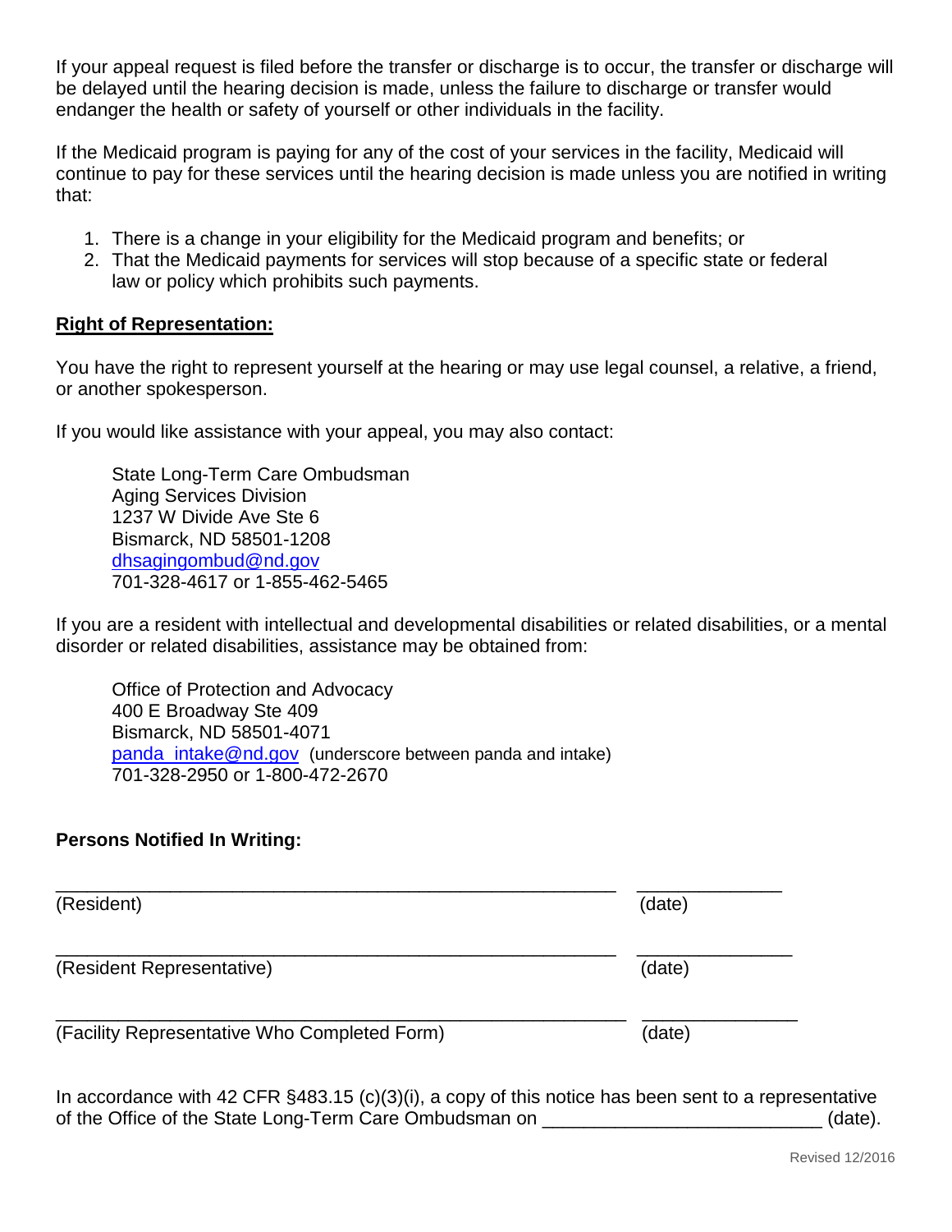If your appeal request is filed before the transfer or discharge is to occur, the transfer or discharge will be delayed until the hearing decision is made, unless the failure to discharge or transfer would endanger the health or safety of yourself or other individuals in the facility.

If the Medicaid program is paying for any of the cost of your services in the facility, Medicaid will continue to pay for these services until the hearing decision is made unless you are notified in writing that:

1. There is a change in your eligibility for the Medicaid program and benefits; or
2. That the Medicaid payments for services will stop because of a specific state or federal law or policy which prohibits such payments.

**Right of Representation:**

You have the right to represent yourself at the hearing or may use legal counsel, a relative, a friend, or another spokesperson.

If you would like assistance with your appeal, you may also contact:

State Long-Term Care Ombudsman
Aging Services Division
1237 W Divide Ave Ste 6
Bismarck, ND 58501-1208
dhsagingombud@nd.gov
701-328-4617 or 1-855-462-5465

If you are a resident with intellectual and developmental disabilities or related disabilities, or a mental disorder or related disabilities, assistance may be obtained from:

Office of Protection and Advocacy
400 E Broadway Ste 409
Bismarck, ND 58501-4071
panda_intake@nd.gov (underscore between panda and intake)
701-328-2950 or 1-800-472-2670

**Persons Notified In Writing:**

_______________________________________________ _______________
(Resident) (date)

_______________________________________________ _______________
(Resident Representative) (date)

_______________________________________________ _______________
(Facility Representative Who Completed Form) (date)

In accordance with 42 CFR §483.15 (c)(3)(i), a copy of this notice has been sent to a representative of the Office of the State Long-Term Care Ombudsman on ___________________________ (date).

Revised 12/2016